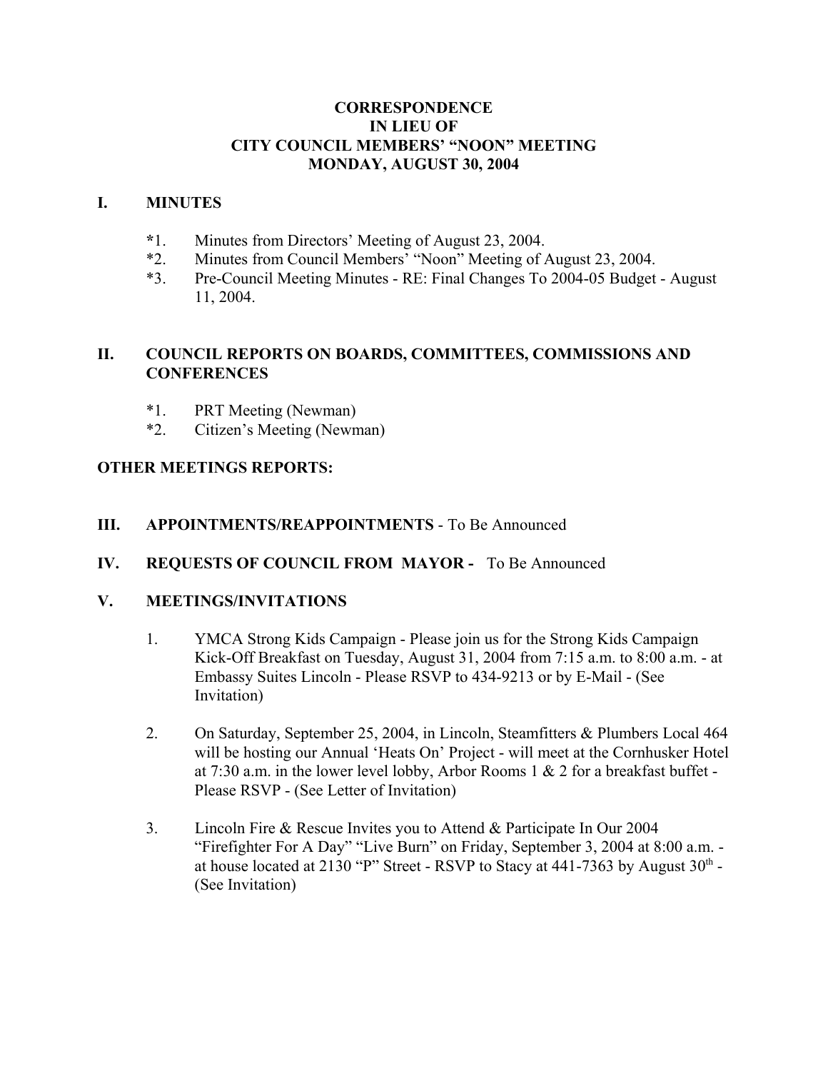# CORRESPONDENCE
# IN LIEU OF
# CITY COUNCIL MEMBERS' "NOON" MEETING
# MONDAY, AUGUST 30, 2004

## I. MINUTES

*1. Minutes from Directors' Meeting of August 23, 2004.

*2. Minutes from Council Members' "Noon" Meeting of August 23, 2004.

*3. Pre-Council Meeting Minutes - RE: Final Changes To 2004-05 Budget - August 11, 2004.

## II. COUNCIL REPORTS ON BOARDS, COMMITTEES, COMMISSIONS AND CONFERENCES

*1. PRT Meeting (Newman)

*2. Citizen's Meeting (Newman)

## OTHER MEETINGS REPORTS:

## III. APPOINTMENTS/REAPPOINTMENTS - To Be Announced

## IV. REQUESTS OF COUNCIL FROM MAYOR - To Be Announced

## V. MEETINGS/INVITATIONS

1. YMCA Strong Kids Campaign - Please join us for the Strong Kids Campaign Kick-Off Breakfast on Tuesday, August 31, 2004 from 7:15 a.m. to 8:00 a.m. - at Embassy Suites Lincoln - Please RSVP to 434-9213 or by E-Mail - (See Invitation)

2. On Saturday, September 25, 2004, in Lincoln, Steamfitters & Plumbers Local 464 will be hosting our Annual 'Heats On' Project - will meet at the Cornhusker Hotel at 7:30 a.m. in the lower level lobby, Arbor Rooms 1 & 2 for a breakfast buffet - Please RSVP - (See Letter of Invitation)

3. Lincoln Fire & Rescue Invites you to Attend & Participate In Our 2004 "Firefighter For A Day" "Live Burn" on Friday, September 3, 2004 at 8:00 a.m. - at house located at 2130 "P" Street - RSVP to Stacy at 441-7363 by August 30th - (See Invitation)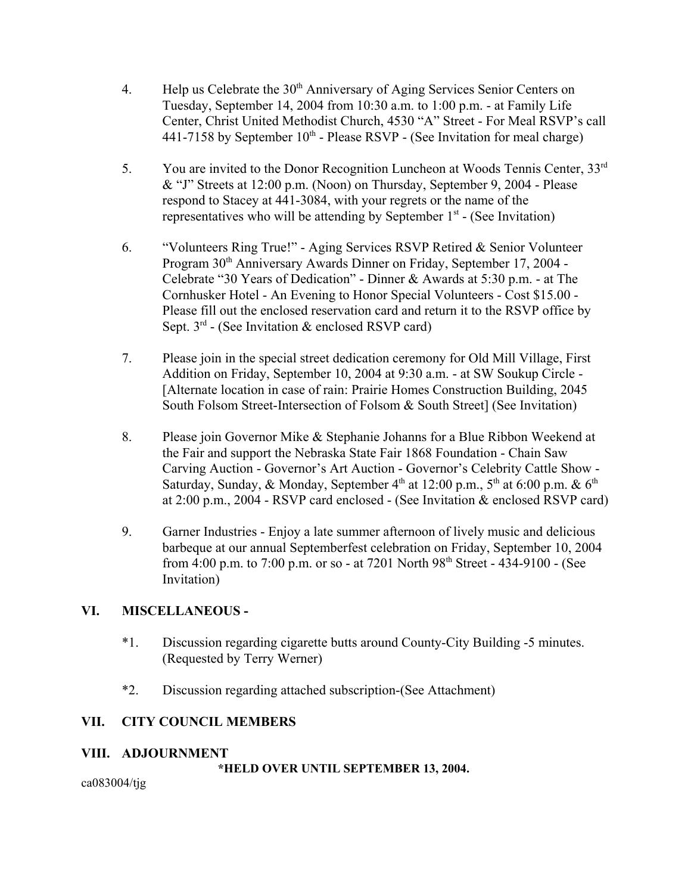4. Help us Celebrate the 30th Anniversary of Aging Services Senior Centers on Tuesday, September 14, 2004 from 10:30 a.m. to 1:00 p.m. - at Family Life Center, Christ United Methodist Church, 4530 "A" Street - For Meal RSVP's call 441-7158 by September 10th - Please RSVP - (See Invitation for meal charge)

5. You are invited to the Donor Recognition Luncheon at Woods Tennis Center, 33rd & "J" Streets at 12:00 p.m. (Noon) on Thursday, September 9, 2004 - Please respond to Stacey at 441-3084, with your regrets or the name of the representatives who will be attending by September 1st - (See Invitation)

6. "Volunteers Ring True!" - Aging Services RSVP Retired & Senior Volunteer Program 30th Anniversary Awards Dinner on Friday, September 17, 2004 - Celebrate "30 Years of Dedication" - Dinner & Awards at 5:30 p.m. - at The Cornhusker Hotel - An Evening to Honor Special Volunteers - Cost $15.00 - Please fill out the enclosed reservation card and return it to the RSVP office by Sept. 3rd - (See Invitation & enclosed RSVP card)

7. Please join in the special street dedication ceremony for Old Mill Village, First Addition on Friday, September 10, 2004 at 9:30 a.m. - at SW Soukup Circle - [Alternate location in case of rain: Prairie Homes Construction Building, 2045 South Folsom Street-Intersection of Folsom & South Street] (See Invitation)

8. Please join Governor Mike & Stephanie Johanns for a Blue Ribbon Weekend at the Fair and support the Nebraska State Fair 1868 Foundation - Chain Saw Carving Auction - Governor's Art Auction - Governor's Celebrity Cattle Show - Saturday, Sunday, & Monday, September 4th at 12:00 p.m., 5th at 6:00 p.m. & 6th at 2:00 p.m., 2004 - RSVP card enclosed - (See Invitation & enclosed RSVP card)

9. Garner Industries - Enjoy a late summer afternoon of lively music and delicious barbeque at our annual Septemberfest celebration on Friday, September 10, 2004 from 4:00 p.m. to 7:00 p.m. or so - at 7201 North 98th Street - 434-9100 - (See Invitation)

## VI. MISCELLANEOUS -

*1. Discussion regarding cigarette butts around County-City Building -5 minutes. (Requested by Terry Werner)

*2. Discussion regarding attached subscription-(See Attachment)

## VII. CITY COUNCIL MEMBERS

## VIII. ADJOURNMENT

**\*HELD OVER UNTIL SEPTEMBER 13, 2004.**

ca083004/tjg